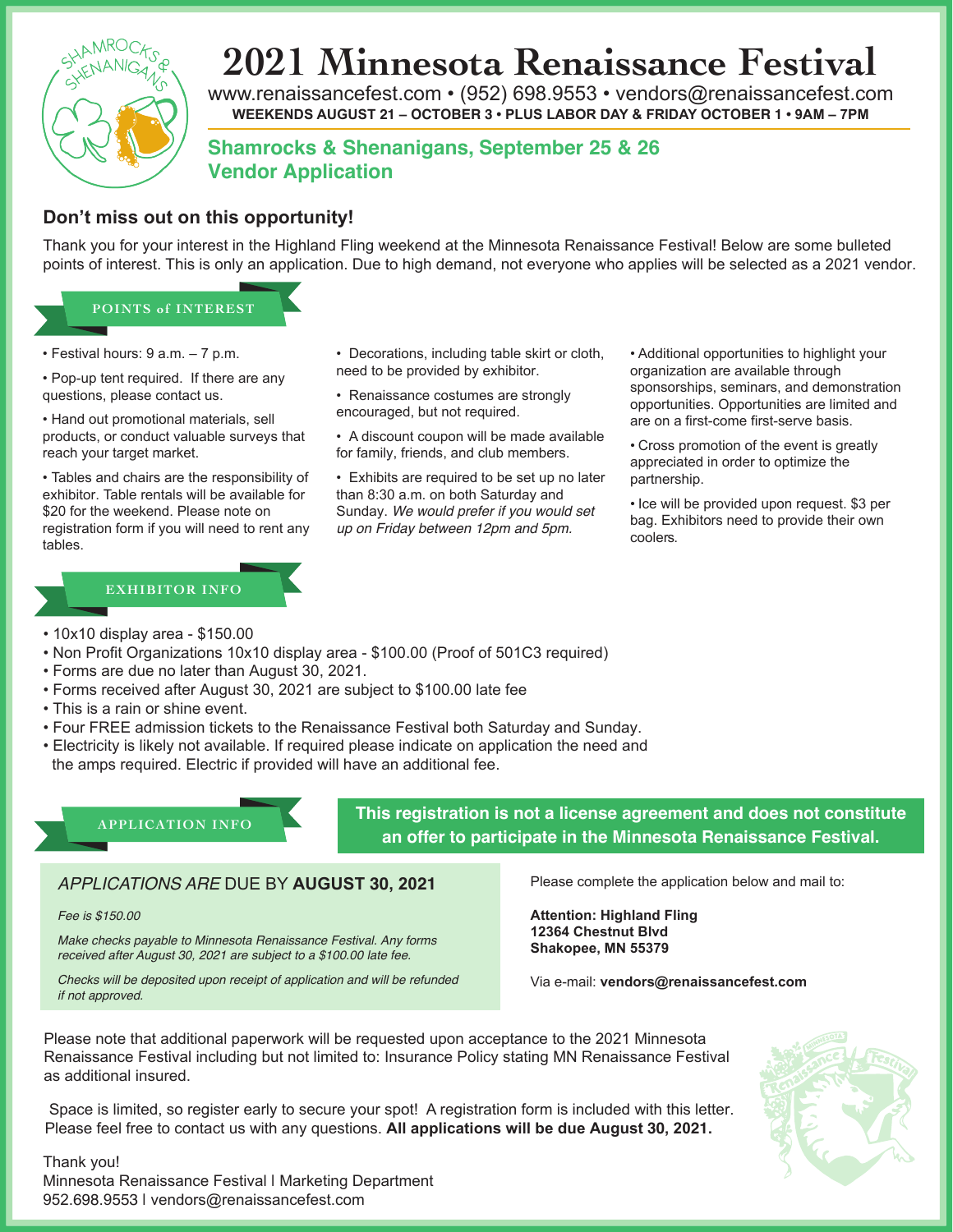# 2021 Minnesota Renaissance Festival

www.renaissancefest.com • (952) 698.9553 • vendors@renaissancefest.com

**WEEKENDS AUGUST 21 – OCTOBER 3 • PLUS LABOR DAY & FRIDAY OCTOBER 1 • 9AM – 7PM**

## Shamrocks & Shenanigans, September 25 & 26
## Vendor Application

### Don't miss out on this opportunity!

Thank you for your interest in the Highland Fling weekend at the Minnesota Renaissance Festival! Below are some bulleted points of interest. This is only an application. Due to high demand, not everyone who applies will be selected as a 2021 vendor.

### POINTS of INTEREST

- Festival hours: 9 a.m. – 7 p.m.
- Pop-up tent required. If there are any questions, please contact us.
- Hand out promotional materials, sell products, or conduct valuable surveys that reach your target market.
- Tables and chairs are the responsibility of exhibitor. Table rentals will be available for $20 for the weekend. Please note on registration form if you will need to rent any tables.
- Decorations, including table skirt or cloth, need to be provided by exhibitor.
- Renaissance costumes are strongly encouraged, but not required.
- A discount coupon will be made available for family, friends, and club members.
- Exhibits are required to be set up no later than 8:30 a.m. on both Saturday and Sunday. *We would prefer if you would set up on Friday between 12pm and 5pm.*
- Additional opportunities to highlight your organization are available through sponsorships, seminars, and demonstration opportunities. Opportunities are limited and are on a first-come first-serve basis.
- Cross promotion of the event is greatly appreciated in order to optimize the partnership.
- Ice will be provided upon request. $3 per bag. Exhibitors need to provide their own coolers.

### EXHIBITOR INFO

- 10x10 display area - $150.00
- Non Profit Organizations 10x10 display area - $100.00 (Proof of 501C3 required)
- Forms are due no later than August 30, 2021.
- Forms received after August 30, 2021 are subject to $100.00 late fee
- This is a rain or shine event.
- Four FREE admission tickets to the Renaissance Festival both Saturday and Sunday.
- Electricity is likely not available. If required please indicate on application the need and the amps required. Electric if provided will have an additional fee.

### APPLICATION INFO

**This registration is not a license agreement and does not constitute an offer to participate in the Minnesota Renaissance Festival.**

*APPLICATIONS ARE* DUE BY **AUGUST 30, 2021**

*Fee is $150.00*

*Make checks payable to Minnesota Renaissance Festival. Any forms received after August 30, 2021 are subject to a $100.00 late fee.*

*Checks will be deposited upon receipt of application and will be refunded if not approved.*

Please complete the application below and mail to:

**Attention: Highland Fling**
**12364 Chestnut Blvd**
**Shakopee, MN 55379**

Via e-mail: **vendors@renaissancefest.com**

Please note that additional paperwork will be requested upon acceptance to the 2021 Minnesota Renaissance Festival including but not limited to: Insurance Policy stating MN Renaissance Festival as additional insured.

Space is limited, so register early to secure your spot! A registration form is included with this letter. Please feel free to contact us with any questions. **All applications will be due August 30, 2021.**

Thank you!
Minnesota Renaissance Festival | Marketing Department
952.698.9553 | vendors@renaissancefest.com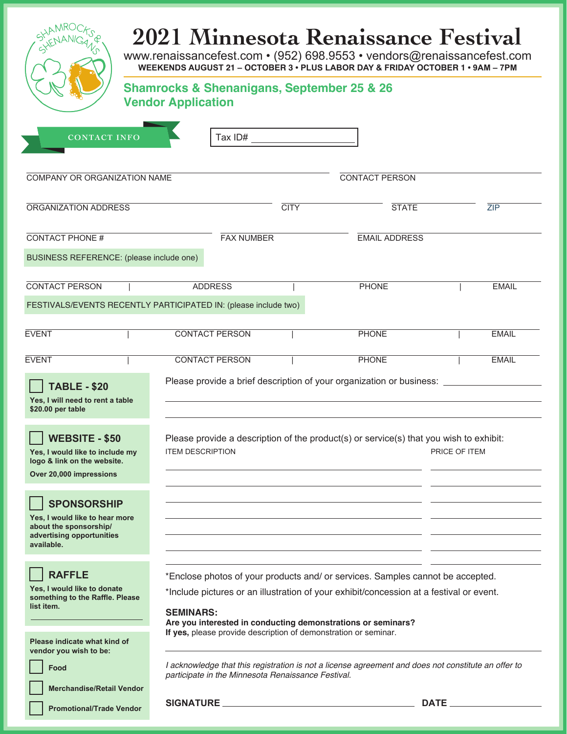# 2021 Minnesota Renaissance Festival

www.renaissancefest.com • (952) 698.9553 • vendors@renaissancefest.com

**WEEKENDS AUGUST 21 – OCTOBER 3 • PLUS LABOR DAY & FRIDAY OCTOBER 1 • 9AM – 7PM**

## Shamrocks & Shenanigans, September 25 & 26
## Vendor Application

### CONTACT INFO

Tax ID# ____________________

COMPANY OR ORGANIZATION NAME ____________________ CONTACT PERSON ____________________

ORGANIZATION ADDRESS ____________________ CITY __________ STATE __________ ZIP __________

CONTACT PHONE # ____________________ FAX NUMBER ____________________ EMAIL ADDRESS ____________________

BUSINESS REFERENCE: (please include one)

CONTACT PERSON | ADDRESS | PHONE | EMAIL

FESTIVALS/EVENTS RECENTLY PARTICIPATED IN: (please include two)

EVENT | CONTACT PERSON | PHONE | EMAIL

EVENT | CONTACT PERSON | PHONE | EMAIL

☐ **TABLE - $20**
**Yes, I will need to rent a table $20.00 per table**

☐ **WEBSITE - $50**
**Yes, I would like to include my logo & link on the website.**
**Over 20,000 impressions**

☐ **SPONSORSHIP**
**Yes, I would like to hear more about the sponsorship/ advertising opportunities available.**

☐ **RAFFLE**
**Yes, I would like to donate something to the Raffle. Please list item.**
____________________

**Please indicate what kind of vendor you wish to be:**

☐ **Food**

☐ **Merchandise/Retail Vendor**

☐ **Promotional/Trade Vendor**

Please provide a brief description of your organization or business: ____________________

Please provide a description of the product(s) or service(s) that you wish to exhibit:

| ITEM DESCRIPTION | PRICE OF ITEM |
|---|---|
| | |
| | |
| | |
| | |
| | |
| | |

*Enclose photos of your products and/ or services. Samples cannot be accepted.

*Include pictures or an illustration of your exhibit/concession at a festival or event.

**SEMINARS:**
**Are you interested in conducting demonstrations or seminars?**
**If yes,** please provide description of demonstration or seminar.

____________________

*I acknowledge that this registration is not a license agreement and does not constitute an offer to participate in the Minnesota Renaissance Festival.*

**SIGNATURE** ____________________ **DATE** ____________________